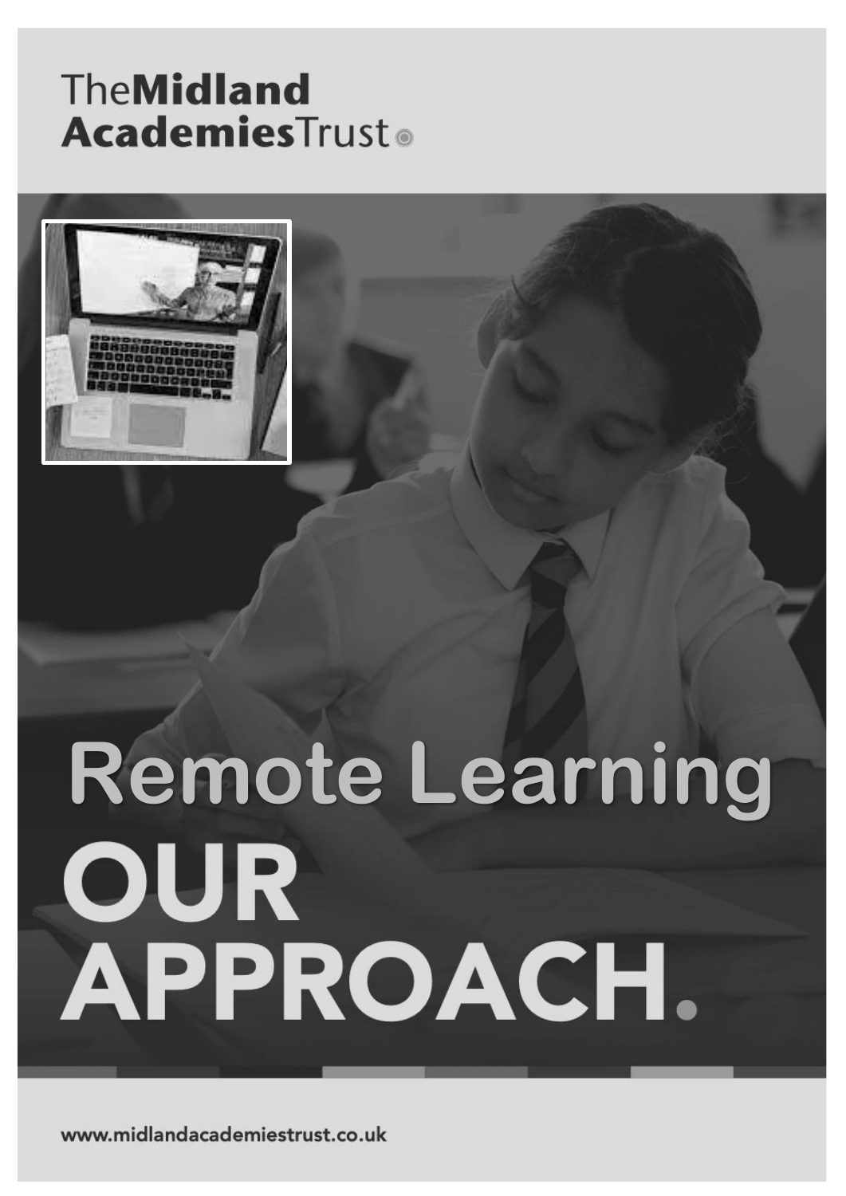TheMidland AcademiesTrust

# Remote Learning

# OUR APPROACH.

www.midlandacademiestrust.co.uk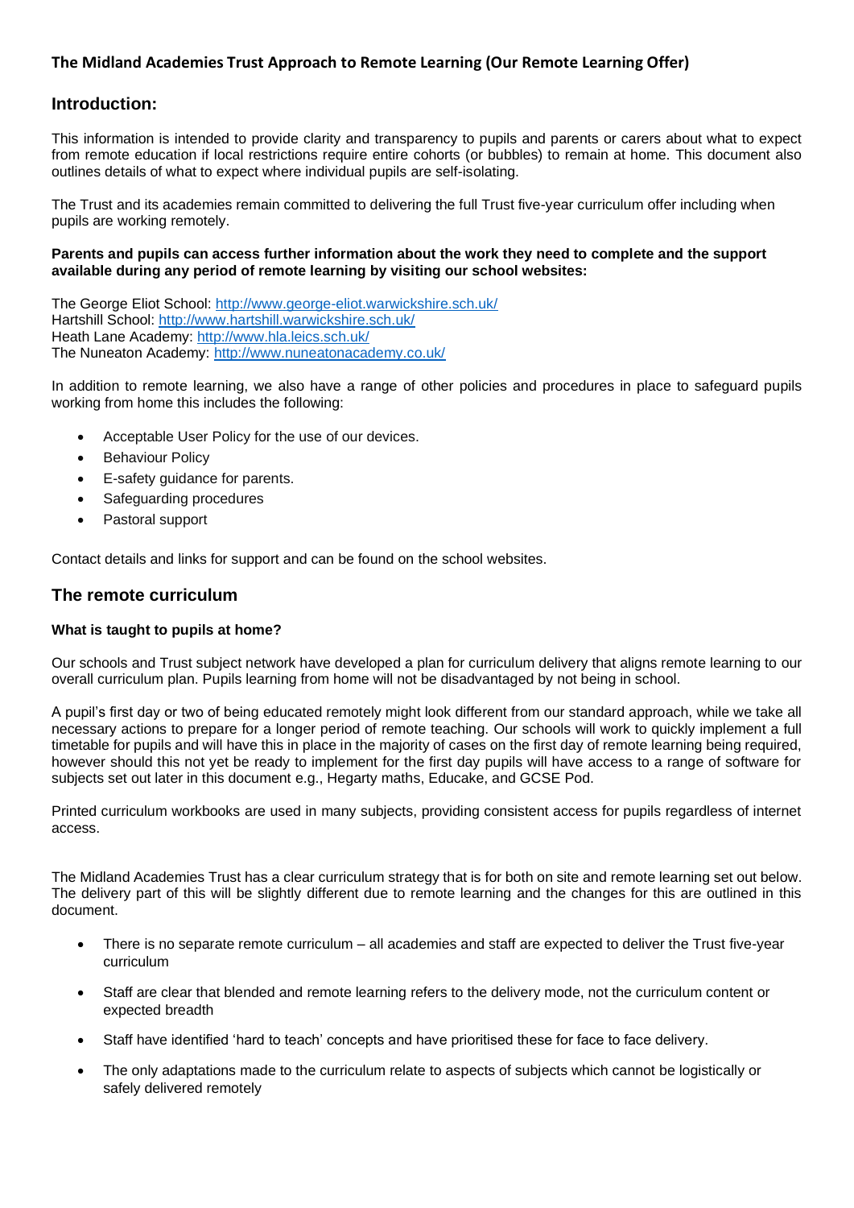**The Midland Academies Trust Approach to Remote Learning (Our Remote Learning Offer)**

## Introduction:

This information is intended to provide clarity and transparency to pupils and parents or carers about what to expect from remote education if local restrictions require entire cohorts (or bubbles) to remain at home. This document also outlines details of what to expect where individual pupils are self-isolating.

The Trust and its academies remain committed to delivering the full Trust five-year curriculum offer including when pupils are working remotely.

**Parents and pupils can access further information about the work they need to complete and the support available during any period of remote learning by visiting our school websites:**

The George Eliot School: http://www.george-eliot.warwickshire.sch.uk/
Hartshill School: http://www.hartshill.warwickshire.sch.uk/
Heath Lane Academy: http://www.hla.leics.sch.uk/
The Nuneaton Academy: http://www.nuneatonacademy.co.uk/

In addition to remote learning, we also have a range of other policies and procedures in place to safeguard pupils working from home this includes the following:

- Acceptable User Policy for the use of our devices.
- Behaviour Policy
- E-safety guidance for parents.
- Safeguarding procedures
- Pastoral support

Contact details and links for support and can be found on the school websites.

## The remote curriculum

**What is taught to pupils at home?**

Our schools and Trust subject network have developed a plan for curriculum delivery that aligns remote learning to our overall curriculum plan. Pupils learning from home will not be disadvantaged by not being in school.

A pupil's first day or two of being educated remotely might look different from our standard approach, while we take all necessary actions to prepare for a longer period of remote teaching. Our schools will work to quickly implement a full timetable for pupils and will have this in place in the majority of cases on the first day of remote learning being required, however should this not yet be ready to implement for the first day pupils will have access to a range of software for subjects set out later in this document e.g., Hegarty maths, Educake, and GCSE Pod.

Printed curriculum workbooks are used in many subjects, providing consistent access for pupils regardless of internet access.

The Midland Academies Trust has a clear curriculum strategy that is for both on site and remote learning set out below. The delivery part of this will be slightly different due to remote learning and the changes for this are outlined in this document.

- There is no separate remote curriculum – all academies and staff are expected to deliver the Trust five-year curriculum
- Staff are clear that blended and remote learning refers to the delivery mode, not the curriculum content or expected breadth
- Staff have identified 'hard to teach' concepts and have prioritised these for face to face delivery.
- The only adaptations made to the curriculum relate to aspects of subjects which cannot be logistically or safely delivered remotely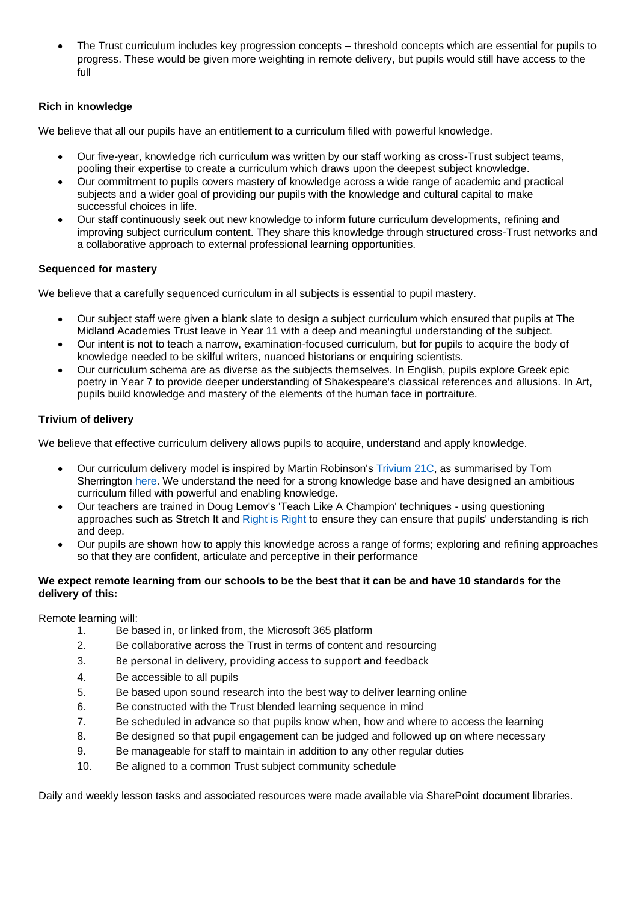- The Trust curriculum includes key progression concepts – threshold concepts which are essential for pupils to progress. These would be given more weighting in remote delivery, but pupils would still have access to the full

**Rich in knowledge**

We believe that all our pupils have an entitlement to a curriculum filled with powerful knowledge.

- Our five-year, knowledge rich curriculum was written by our staff working as cross-Trust subject teams, pooling their expertise to create a curriculum which draws upon the deepest subject knowledge.
- Our commitment to pupils covers mastery of knowledge across a wide range of academic and practical subjects and a wider goal of providing our pupils with the knowledge and cultural capital to make successful choices in life.
- Our staff continuously seek out new knowledge to inform future curriculum developments, refining and improving subject curriculum content. They share this knowledge through structured cross-Trust networks and a collaborative approach to external professional learning opportunities.

**Sequenced for mastery**

We believe that a carefully sequenced curriculum in all subjects is essential to pupil mastery.

- Our subject staff were given a blank slate to design a subject curriculum which ensured that pupils at The Midland Academies Trust leave in Year 11 with a deep and meaningful understanding of the subject.
- Our intent is not to teach a narrow, examination-focused curriculum, but for pupils to acquire the body of knowledge needed to be skilful writers, nuanced historians or enquiring scientists.
- Our curriculum schema are as diverse as the subjects themselves. In English, pupils explore Greek epic poetry in Year 7 to provide deeper understanding of Shakespeare's classical references and allusions. In Art, pupils build knowledge and mastery of the elements of the human face in portraiture.

**Trivium of delivery**

We believe that effective curriculum delivery allows pupils to acquire, understand and apply knowledge.

- Our curriculum delivery model is inspired by Martin Robinson's Trivium 21C, as summarised by Tom Sherrington here. We understand the need for a strong knowledge base and have designed an ambitious curriculum filled with powerful and enabling knowledge.
- Our teachers are trained in Doug Lemov's 'Teach Like A Champion' techniques - using questioning approaches such as Stretch It and Right is Right to ensure they can ensure that pupils' understanding is rich and deep.
- Our pupils are shown how to apply this knowledge across a range of forms; exploring and refining approaches so that they are confident, articulate and perceptive in their performance

**We expect remote learning from our schools to be the best that it can be and have 10 standards for the delivery of this:**

Remote learning will:

1. Be based in, or linked from, the Microsoft 365 platform
2. Be collaborative across the Trust in terms of content and resourcing
3. Be personal in delivery, providing access to support and feedback
4. Be accessible to all pupils
5. Be based upon sound research into the best way to deliver learning online
6. Be constructed with the Trust blended learning sequence in mind
7. Be scheduled in advance so that pupils know when, how and where to access the learning
8. Be designed so that pupil engagement can be judged and followed up on where necessary
9. Be manageable for staff to maintain in addition to any other regular duties
10. Be aligned to a common Trust subject community schedule

Daily and weekly lesson tasks and associated resources were made available via SharePoint document libraries.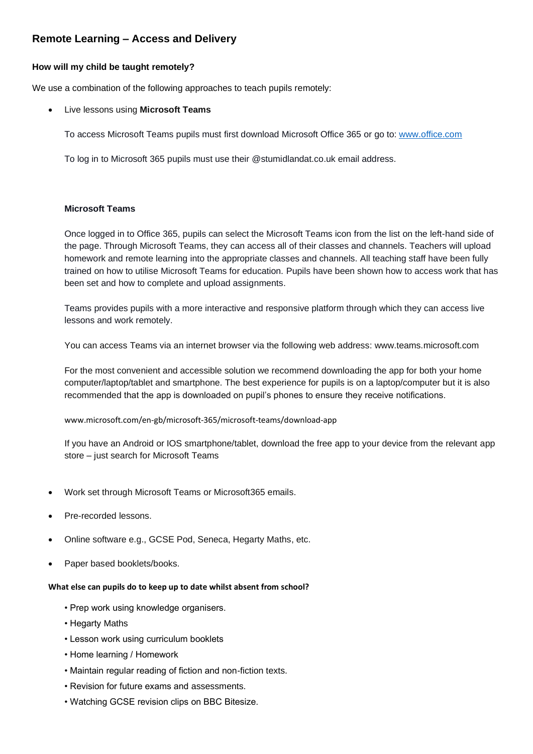## Remote Learning – Access and Delivery

### How will my child be taught remotely?

We use a combination of the following approaches to teach pupils remotely:

- Live lessons using **Microsoft Teams**

  To access Microsoft Teams pupils must first download Microsoft Office 365 or go to: [www.office.com](www.office.com)

  To log in to Microsoft 365 pupils must use their @stumidlandat.co.uk email address.

  **Microsoft Teams**

  Once logged in to Office 365, pupils can select the Microsoft Teams icon from the list on the left-hand side of the page. Through Microsoft Teams, they can access all of their classes and channels. Teachers will upload homework and remote learning into the appropriate classes and channels. All teaching staff have been fully trained on how to utilise Microsoft Teams for education. Pupils have been shown how to access work that has been set and how to complete and upload assignments.

  Teams provides pupils with a more interactive and responsive platform through which they can access live lessons and work remotely.

  You can access Teams via an internet browser via the following web address: www.teams.microsoft.com

  For the most convenient and accessible solution we recommend downloading the app for both your home computer/laptop/tablet and smartphone. The best experience for pupils is on a laptop/computer but it is also recommended that the app is downloaded on pupil's phones to ensure they receive notifications.

  www.microsoft.com/en-gb/microsoft-365/microsoft-teams/download-app

  If you have an Android or IOS smartphone/tablet, download the free app to your device from the relevant app store – just search for Microsoft Teams

- Work set through Microsoft Teams or Microsoft365 emails.
- Pre-recorded lessons.
- Online software e.g., GCSE Pod, Seneca, Hegarty Maths, etc.
- Paper based booklets/books.

#### What else can pupils do to keep up to date whilst absent from school?

- Prep work using knowledge organisers.
- Hegarty Maths
- Lesson work using curriculum booklets
- Home learning / Homework
- Maintain regular reading of fiction and non-fiction texts.
- Revision for future exams and assessments.
- Watching GCSE revision clips on BBC Bitesize.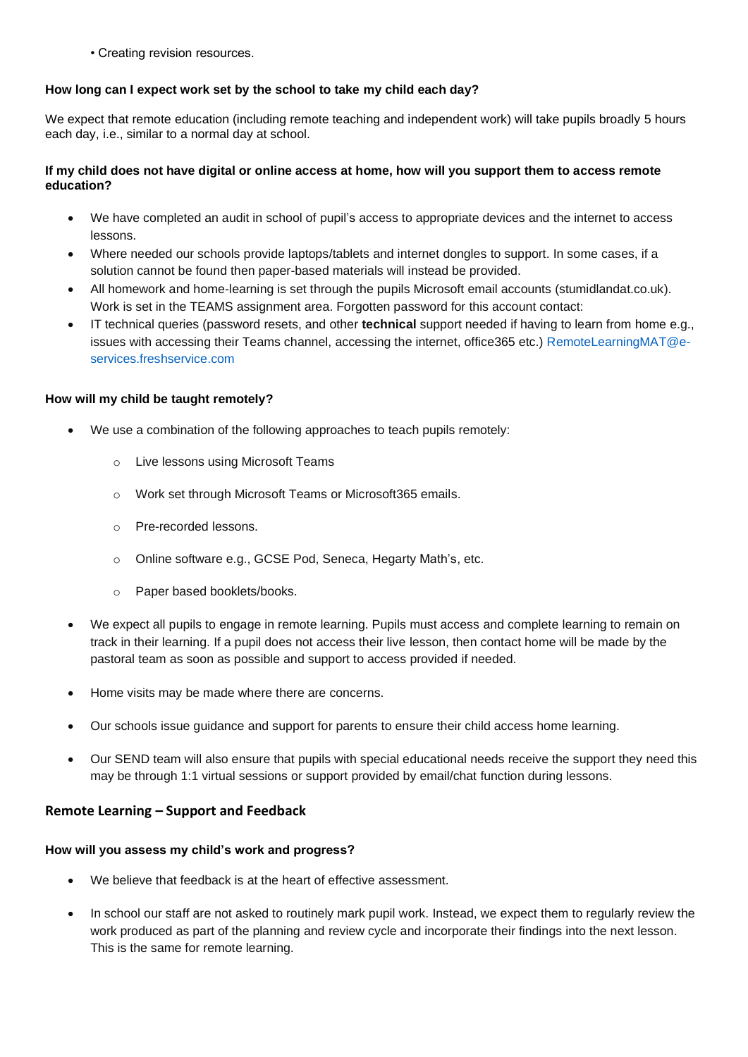- Creating revision resources.

**How long can I expect work set by the school to take my child each day?**

We expect that remote education (including remote teaching and independent work) will take pupils broadly 5 hours each day, i.e., similar to a normal day at school.

**If my child does not have digital or online access at home, how will you support them to access remote education?**

- We have completed an audit in school of pupil's access to appropriate devices and the internet to access lessons.
- Where needed our schools provide laptops/tablets and internet dongles to support. In some cases, if a solution cannot be found then paper-based materials will instead be provided.
- All homework and home-learning is set through the pupils Microsoft email accounts (stumidlandat.co.uk). Work is set in the TEAMS assignment area. Forgotten password for this account contact:
- IT technical queries (password resets, and other **technical** support needed if having to learn from home e.g., issues with accessing their Teams channel, accessing the internet, office365 etc.) RemoteLearningMAT@e-services.freshservice.com

**How will my child be taught remotely?**

- We use a combination of the following approaches to teach pupils remotely:
  - Live lessons using Microsoft Teams
  - Work set through Microsoft Teams or Microsoft365 emails.
  - Pre-recorded lessons.
  - Online software e.g., GCSE Pod, Seneca, Hegarty Math's, etc.
  - Paper based booklets/books.
- We expect all pupils to engage in remote learning. Pupils must access and complete learning to remain on track in their learning. If a pupil does not access their live lesson, then contact home will be made by the pastoral team as soon as possible and support to access provided if needed.
- Home visits may be made where there are concerns.
- Our schools issue guidance and support for parents to ensure their child access home learning.
- Our SEND team will also ensure that pupils with special educational needs receive the support they need this may be through 1:1 virtual sessions or support provided by email/chat function during lessons.

## Remote Learning – Support and Feedback

**How will you assess my child's work and progress?**

- We believe that feedback is at the heart of effective assessment.
- In school our staff are not asked to routinely mark pupil work. Instead, we expect them to regularly review the work produced as part of the planning and review cycle and incorporate their findings into the next lesson. This is the same for remote learning.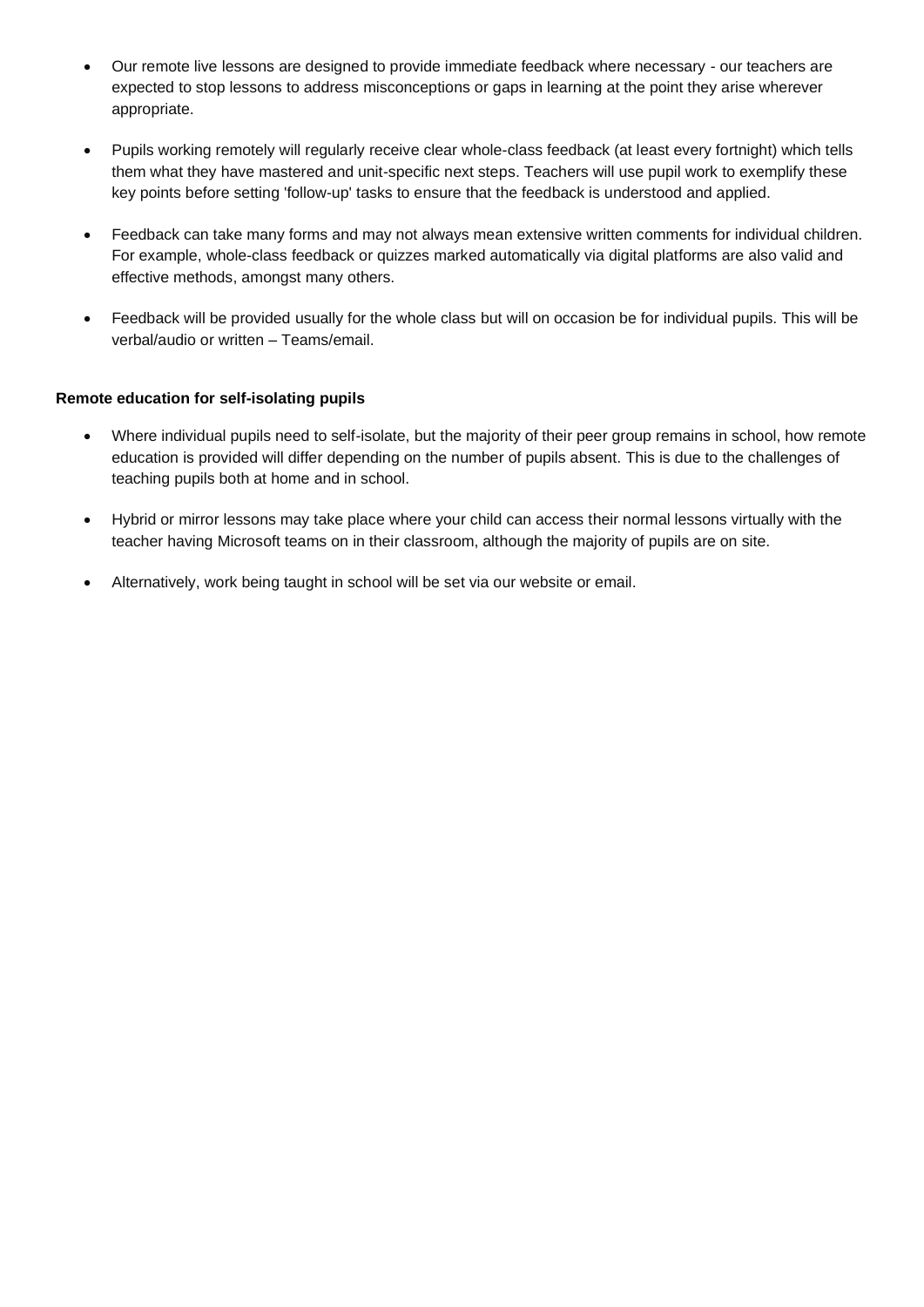- Our remote live lessons are designed to provide immediate feedback where necessary - our teachers are expected to stop lessons to address misconceptions or gaps in learning at the point they arise wherever appropriate.
- Pupils working remotely will regularly receive clear whole-class feedback (at least every fortnight) which tells them what they have mastered and unit-specific next steps. Teachers will use pupil work to exemplify these key points before setting 'follow-up' tasks to ensure that the feedback is understood and applied.
- Feedback can take many forms and may not always mean extensive written comments for individual children. For example, whole-class feedback or quizzes marked automatically via digital platforms are also valid and effective methods, amongst many others.
- Feedback will be provided usually for the whole class but will on occasion be for individual pupils. This will be verbal/audio or written – Teams/email.

**Remote education for self-isolating pupils**

- Where individual pupils need to self-isolate, but the majority of their peer group remains in school, how remote education is provided will differ depending on the number of pupils absent. This is due to the challenges of teaching pupils both at home and in school.
- Hybrid or mirror lessons may take place where your child can access their normal lessons virtually with the teacher having Microsoft teams on in their classroom, although the majority of pupils are on site.
- Alternatively, work being taught in school will be set via our website or email.